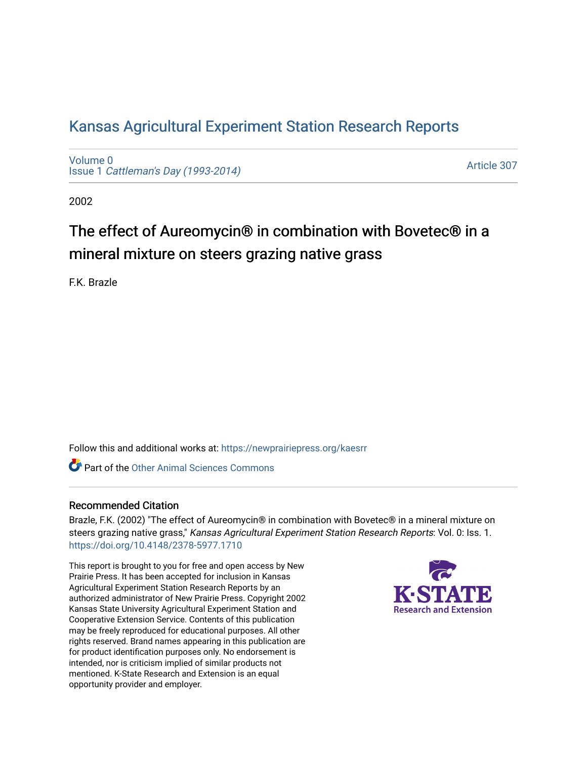# Kansas Agricultural Experiment Station Research Reports

Volume 0
Issue 1 *Cattleman's Day (1993-2014)*

Article 307

2002

## The effect of Aureomycin® in combination with Bovetec® in a mineral mixture on steers grazing native grass

F.K. Brazle

Follow this and additional works at: https://newprairiepress.org/kaesrr

Part of the Other Animal Sciences Commons

### Recommended Citation

Brazle, F.K. (2002) "The effect of Aureomycin® in combination with Bovetec® in a mineral mixture on steers grazing native grass," *Kansas Agricultural Experiment Station Research Reports*: Vol. 0: Iss. 1. https://doi.org/10.4148/2378-5977.1710

This report is brought to you for free and open access by New Prairie Press. It has been accepted for inclusion in Kansas Agricultural Experiment Station Research Reports by an authorized administrator of New Prairie Press. Copyright 2002 Kansas State University Agricultural Experiment Station and Cooperative Extension Service. Contents of this publication may be freely reproduced for educational purposes. All other rights reserved. Brand names appearing in this publication are for product identification purposes only. No endorsement is intended, nor is criticism implied of similar products not mentioned. K-State Research and Extension is an equal opportunity provider and employer.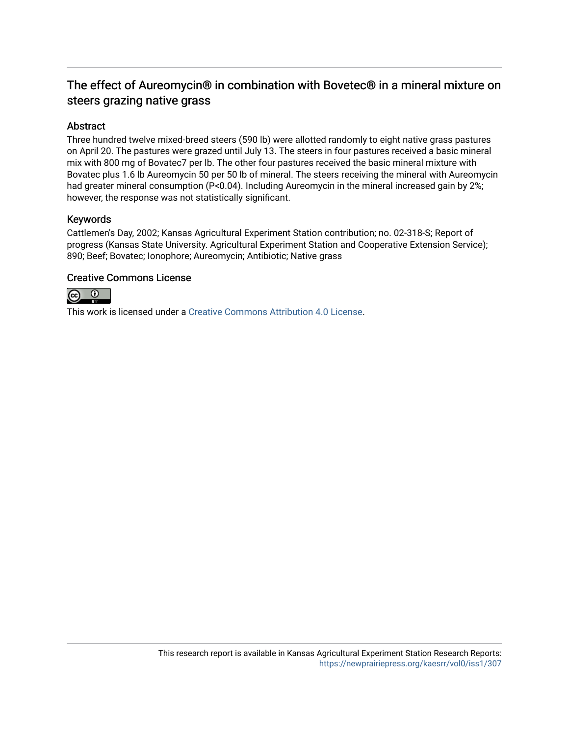# The effect of Aureomycin® in combination with Bovetec® in a mineral mixture on steers grazing native grass

## Abstract

Three hundred twelve mixed-breed steers (590 lb) were allotted randomly to eight native grass pastures on April 20. The pastures were grazed until July 13. The steers in four pastures received a basic mineral mix with 800 mg of Bovatec7 per lb. The other four pastures received the basic mineral mixture with Bovatec plus 1.6 lb Aureomycin 50 per 50 lb of mineral. The steers receiving the mineral with Aureomycin had greater mineral consumption (P<0.04). Including Aureomycin in the mineral increased gain by 2%; however, the response was not statistically significant.

## Keywords

Cattlemen's Day, 2002; Kansas Agricultural Experiment Station contribution; no. 02-318-S; Report of progress (Kansas State University. Agricultural Experiment Station and Cooperative Extension Service); 890; Beef; Bovatec; Ionophore; Aureomycin; Antibiotic; Native grass

## Creative Commons License

This work is licensed under a Creative Commons Attribution 4.0 License.

This research report is available in Kansas Agricultural Experiment Station Research Reports: https://newprairiepress.org/kaesrr/vol0/iss1/307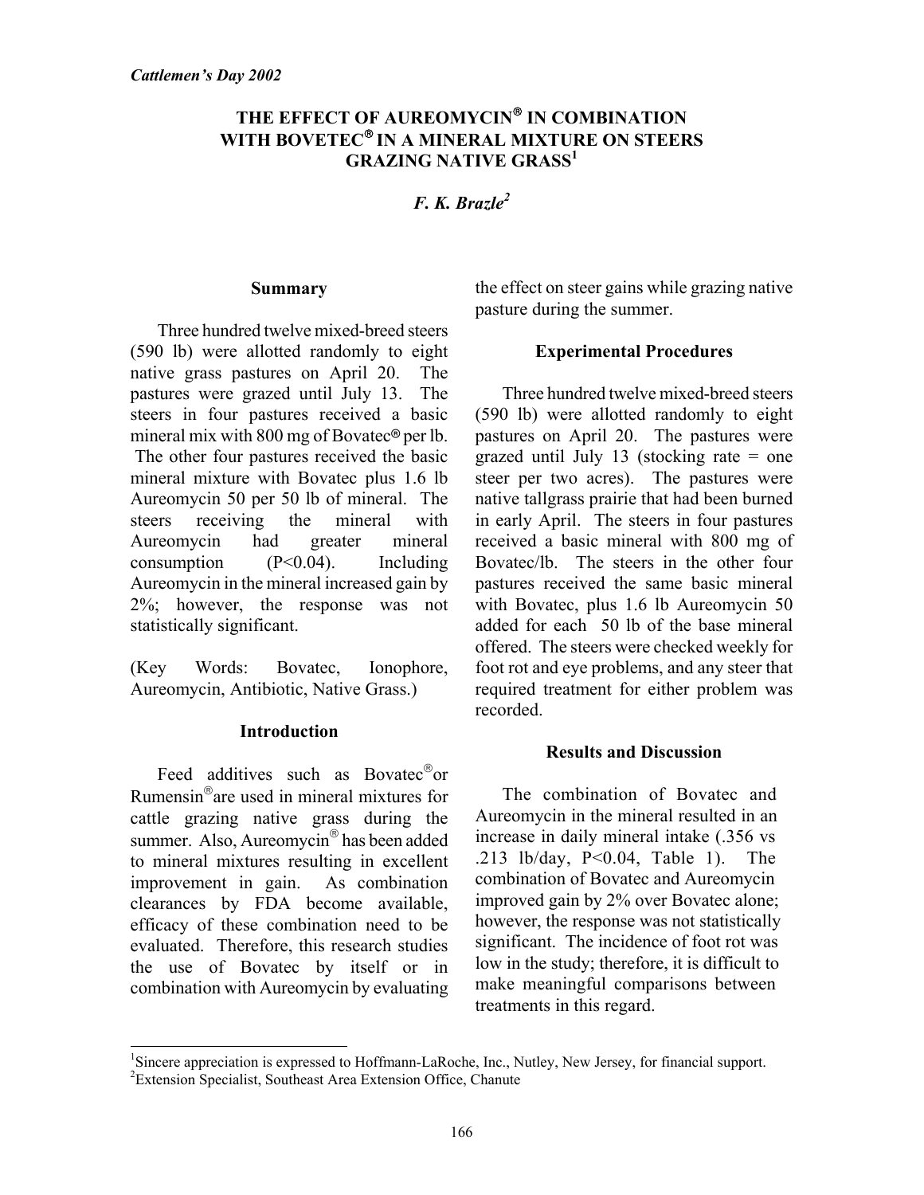# THE EFFECT OF AUREOMYCIN® IN COMBINATION WITH BOVETEC® IN A MINERAL MIXTURE ON STEERS GRAZING NATIVE GRASS[1]

***F. K. Brazle[2]***

## Summary

Three hundred twelve mixed-breed steers (590 lb) were allotted randomly to eight native grass pastures on April 20. The pastures were grazed until July 13. The steers in four pastures received a basic mineral mix with 800 mg of Bovatec® per lb. The other four pastures received the basic mineral mixture with Bovatec plus 1.6 lb Aureomycin 50 per 50 lb of mineral. The steers receiving the mineral with Aureomycin had greater mineral consumption ($P<0.04$). Including Aureomycin in the mineral increased gain by 2%; however, the response was not statistically significant.

(Key Words: Bovatec, Ionophore, Aureomycin, Antibiotic, Native Grass.)

## Introduction

Feed additives such as Bovatec® or Rumensin® are used in mineral mixtures for cattle grazing native grass during the summer. Also, Aureomycin® has been added to mineral mixtures resulting in excellent improvement in gain. As combination clearances by FDA become available, efficacy of these combination need to be evaluated. Therefore, this research studies the use of Bovatec by itself or in combination with Aureomycin by evaluating the effect on steer gains while grazing native pasture during the summer.

## Experimental Procedures

Three hundred twelve mixed-breed steers (590 lb) were allotted randomly to eight pastures on April 20. The pastures were grazed until July 13 (stocking rate = one steer per two acres). The pastures were native tallgrass prairie that had been burned in early April. The steers in four pastures received a basic mineral with 800 mg of Bovatec/lb. The steers in the other four pastures received the same basic mineral with Bovatec, plus 1.6 lb Aureomycin 50 added for each 50 lb of the base mineral offered. The steers were checked weekly for foot rot and eye problems, and any steer that required treatment for either problem was recorded.

## Results and Discussion

The combination of Bovatec and Aureomycin in the mineral resulted in an increase in daily mineral intake (.356 vs .213 lb/day, $P<0.04$, Table 1). The combination of Bovatec and Aureomycin improved gain by 2% over Bovatec alone; however, the response was not statistically significant. The incidence of foot rot was low in the study; therefore, it is difficult to make meaningful comparisons between treatments in this regard.

---

[1]Sincere appreciation is expressed to Hoffmann-LaRoche, Inc., Nutley, New Jersey, for financial support.

[2]Extension Specialist, Southeast Area Extension Office, Chanute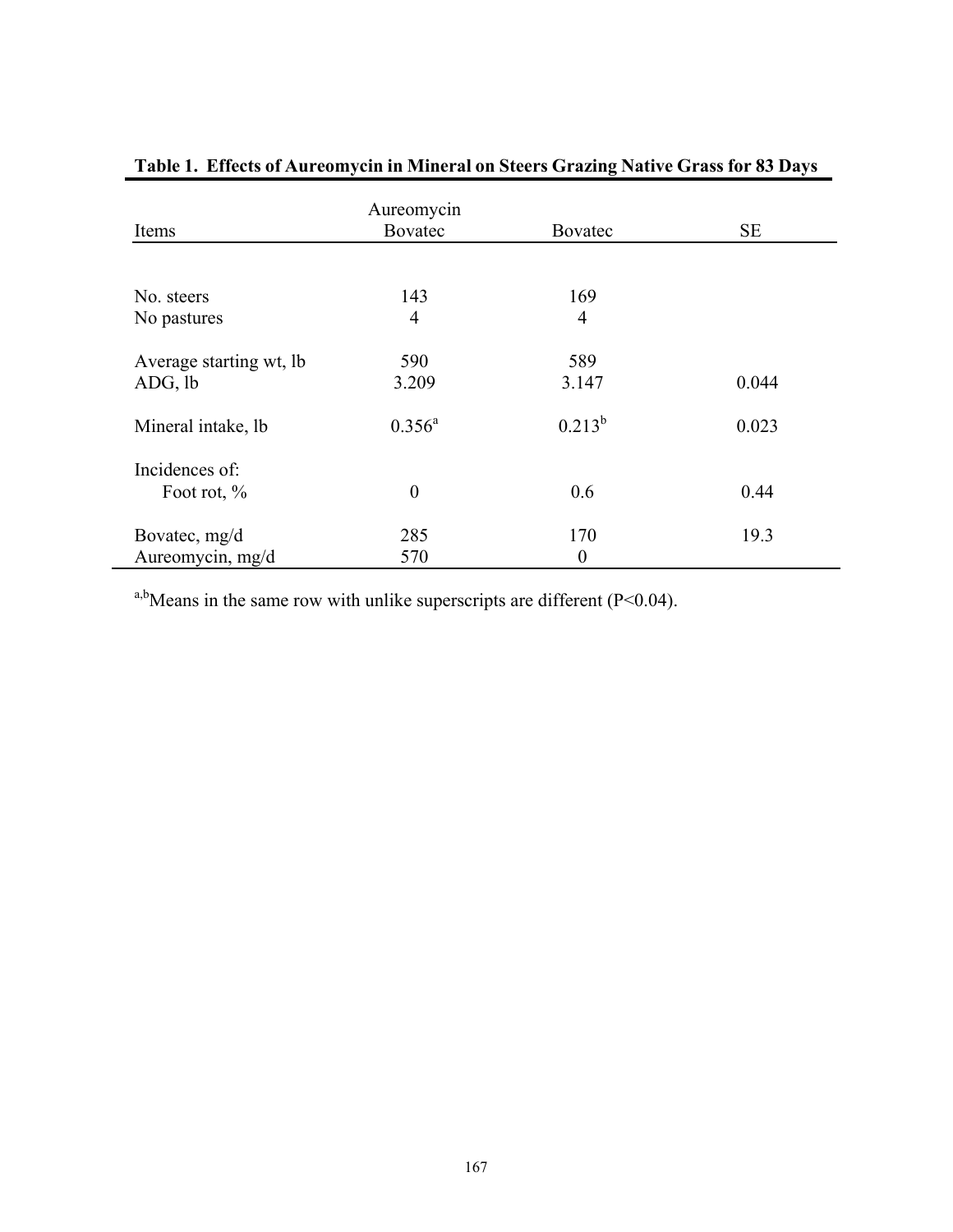**Table 1. Effects of Aureomycin in Mineral on Steers Grazing Native Grass for 83 Days**

| Items | Aureomycin Bovatec | Bovatec | SE |
|---|---|---|---|
| No. steers | 143 | 169 | |
| No pastures | 4 | 4 | |
| Average starting wt, lb | 590 | 589 | |
| ADG, lb | 3.209 | 3.147 | 0.044 |
| Mineral intake, lb | 0.356[a] | 0.213[b] | 0.023 |
| Incidences of: | | | |
| Foot rot, % | 0 | 0.6 | 0.44 |
| Bovatec, mg/d | 285 | 170 | 19.3 |
| Aureomycin, mg/d | 570 | 0 | |

[a,b]Means in the same row with unlike superscripts are different ($P<0.04$).